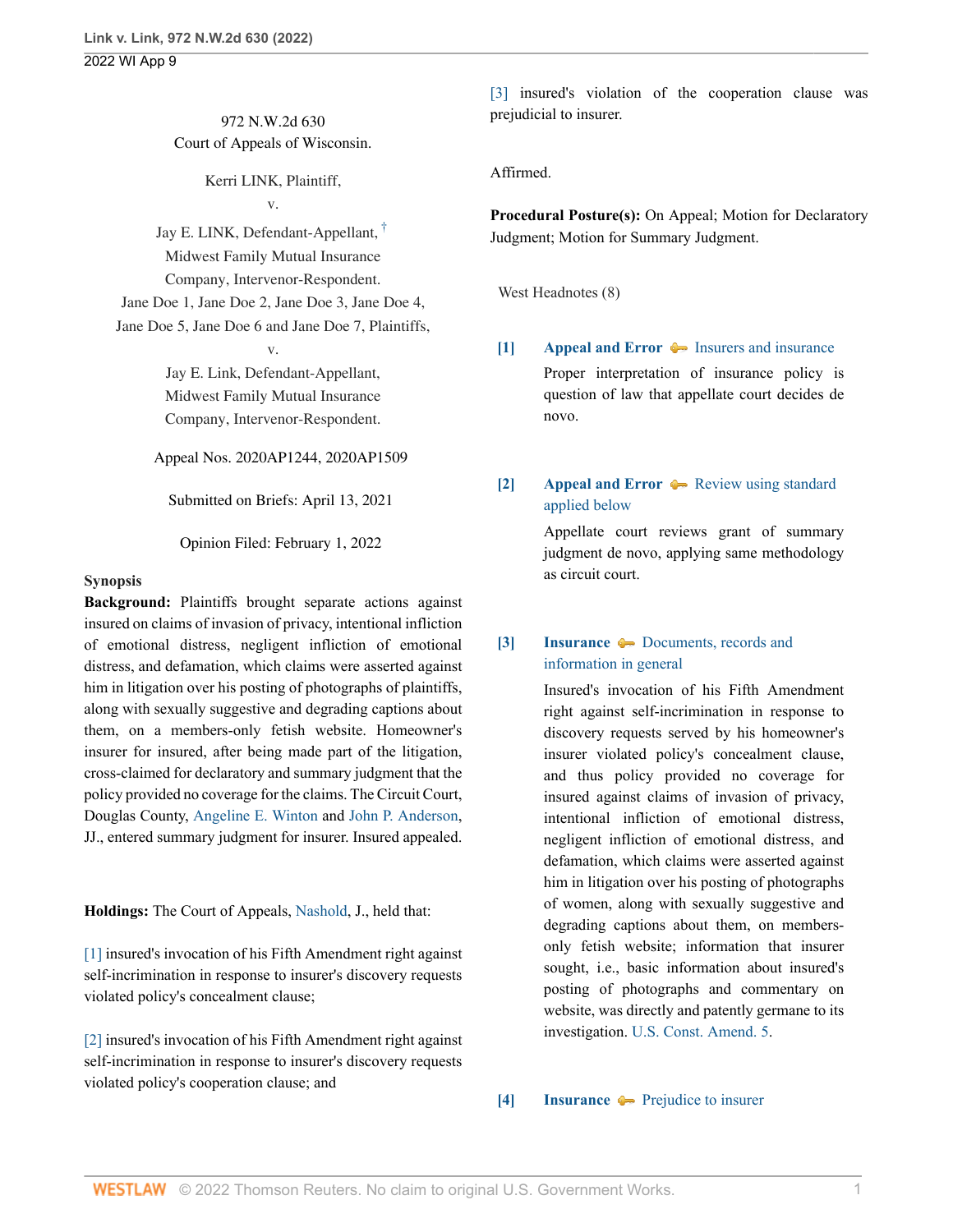972 N.W.2d 630
Court of Appeals of Wisconsin.

Kerri LINK, Plaintiff,
v.
Jay E. LINK, Defendant-Appellant, †
Midwest Family Mutual Insurance Company, Intervenor-Respondent.
Jane Doe 1, Jane Doe 2, Jane Doe 3, Jane Doe 4, Jane Doe 5, Jane Doe 6 and Jane Doe 7, Plaintiffs,
v.
Jay E. Link, Defendant-Appellant,
Midwest Family Mutual Insurance Company, Intervenor-Respondent.

Appeal Nos. 2020AP1244, 2020AP1509

Submitted on Briefs: April 13, 2021

Opinion Filed: February 1, 2022

**Synopsis**

**Background:** Plaintiffs brought separate actions against insured on claims of invasion of privacy, intentional infliction of emotional distress, negligent infliction of emotional distress, and defamation, which claims were asserted against him in litigation over his posting of photographs of plaintiffs, along with sexually suggestive and degrading captions about them, on a members-only fetish website. Homeowner's insurer for insured, after being made part of the litigation, cross-claimed for declaratory and summary judgment that the policy provided no coverage for the claims. The Circuit Court, Douglas County, Angeline E. Winton and John P. Anderson, JJ., entered summary judgment for insurer. Insured appealed.

**Holdings:** The Court of Appeals, Nashold, J., held that:

[1] insured's invocation of his Fifth Amendment right against self-incrimination in response to insurer's discovery requests violated policy's concealment clause;

[2] insured's invocation of his Fifth Amendment right against self-incrimination in response to insurer's discovery requests violated policy's cooperation clause; and

[3] insured's violation of the cooperation clause was prejudicial to insurer.

Affirmed.

**Procedural Posture(s):** On Appeal; Motion for Declaratory Judgment; Motion for Summary Judgment.

West Headnotes (8)

**[1]** **Appeal and Error** — Insurers and insurance

Proper interpretation of insurance policy is question of law that appellate court decides de novo.

**[2]** **Appeal and Error** — Review using standard applied below

Appellate court reviews grant of summary judgment de novo, applying same methodology as circuit court.

**[3]** **Insurance** — Documents, records and information in general

Insured's invocation of his Fifth Amendment right against self-incrimination in response to discovery requests served by his homeowner's insurer violated policy's concealment clause, and thus policy provided no coverage for insured against claims of invasion of privacy, intentional infliction of emotional distress, negligent infliction of emotional distress, and defamation, which claims were asserted against him in litigation over his posting of photographs of women, along with sexually suggestive and degrading captions about them, on members-only fetish website; information that insurer sought, i.e., basic information about insured's posting of photographs and commentary on website, was directly and patently germane to its investigation. U.S. Const. Amend. 5.

**[4]** **Insurance** — Prejudice to insurer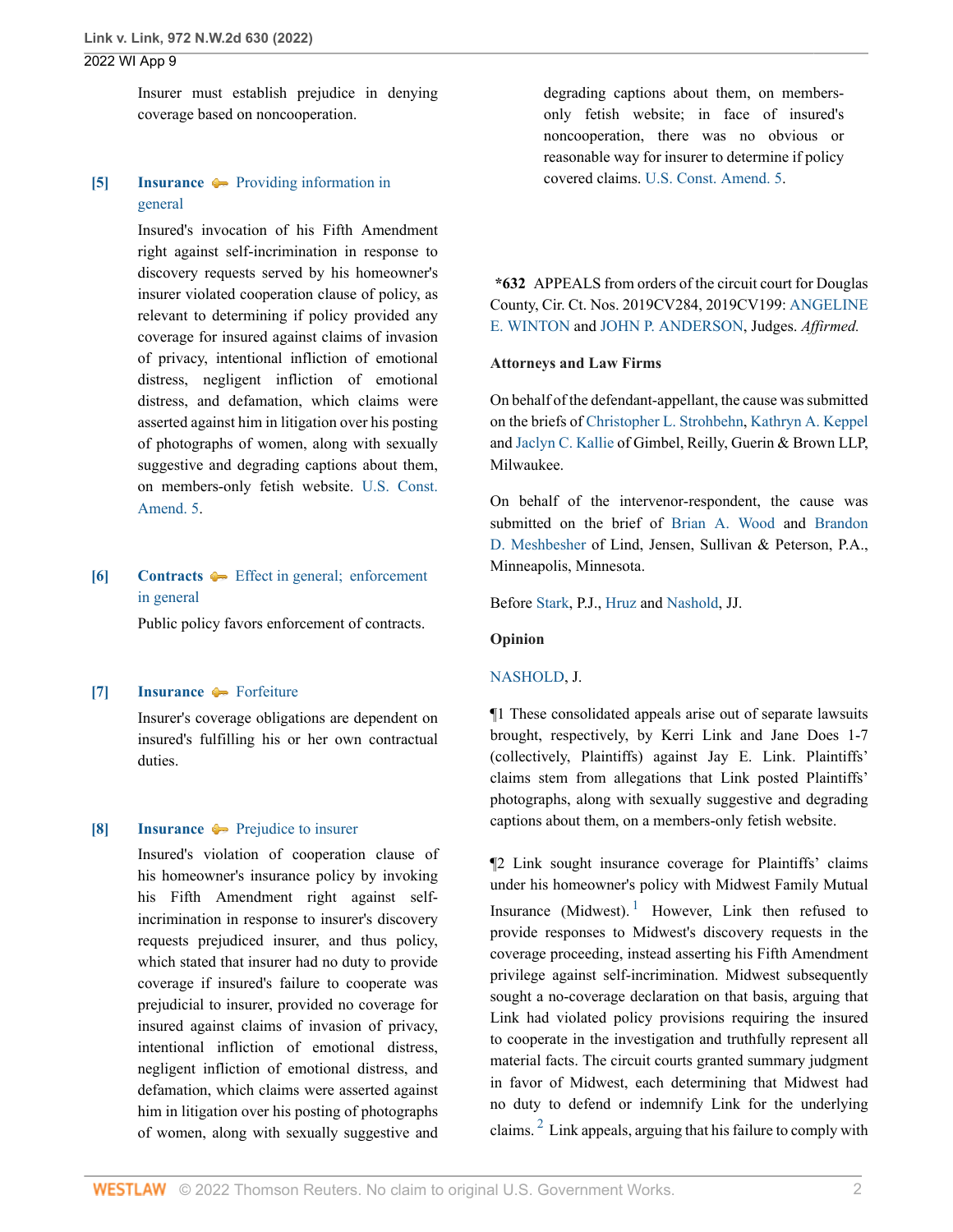Insurer must establish prejudice in denying coverage based on noncooperation.

**[5] Insurance** — Providing information in general

Insured's invocation of his Fifth Amendment right against self-incrimination in response to discovery requests served by his homeowner's insurer violated cooperation clause of policy, as relevant to determining if policy provided any coverage for insured against claims of invasion of privacy, intentional infliction of emotional distress, negligent infliction of emotional distress, and defamation, which claims were asserted against him in litigation over his posting of photographs of women, along with sexually suggestive and degrading captions about them, on members-only fetish website. U.S. Const. Amend. 5.

**[6] Contracts** — Effect in general; enforcement in general

Public policy favors enforcement of contracts.

**[7] Insurance** — Forfeiture

Insurer's coverage obligations are dependent on insured's fulfilling his or her own contractual duties.

**[8] Insurance** — Prejudice to insurer

Insured's violation of cooperation clause of his homeowner's insurance policy by invoking his Fifth Amendment right against self-incrimination in response to insurer's discovery requests prejudiced insurer, and thus policy, which stated that insurer had no duty to provide coverage if insured's failure to cooperate was prejudicial to insurer, provided no coverage for insured against claims of invasion of privacy, intentional infliction of emotional distress, negligent infliction of emotional distress, and defamation, which claims were asserted against him in litigation over his posting of photographs of women, along with sexually suggestive and degrading captions about them, on members-only fetish website; in face of insured's noncooperation, there was no obvious or reasonable way for insurer to determine if policy covered claims. U.S. Const. Amend. 5.

**\*632** APPEALS from orders of the circuit court for Douglas County, Cir. Ct. Nos. 2019CV284, 2019CV199: ANGELINE E. WINTON and JOHN P. ANDERSON, Judges. *Affirmed.*

**Attorneys and Law Firms**

On behalf of the defendant-appellant, the cause was submitted on the briefs of Christopher L. Strohbehn, Kathryn A. Keppel and Jaclyn C. Kallie of Gimbel, Reilly, Guerin & Brown LLP, Milwaukee.

On behalf of the intervenor-respondent, the cause was submitted on the brief of Brian A. Wood and Brandon D. Meshbesher of Lind, Jensen, Sullivan & Peterson, P.A., Minneapolis, Minnesota.

Before Stark, P.J., Hruz and Nashold, JJ.

**Opinion**

NASHOLD, J.

¶1 These consolidated appeals arise out of separate lawsuits brought, respectively, by Kerri Link and Jane Does 1-7 (collectively, Plaintiffs) against Jay E. Link. Plaintiffs' claims stem from allegations that Link posted Plaintiffs' photographs, along with sexually suggestive and degrading captions about them, on a members-only fetish website.

¶2 Link sought insurance coverage for Plaintiffs' claims under his homeowner's policy with Midwest Family Mutual Insurance (Midwest).[1] However, Link then refused to provide responses to Midwest's discovery requests in the coverage proceeding, instead asserting his Fifth Amendment privilege against self-incrimination. Midwest subsequently sought a no-coverage declaration on that basis, arguing that Link had violated policy provisions requiring the insured to cooperate in the investigation and truthfully represent all material facts. The circuit courts granted summary judgment in favor of Midwest, each determining that Midwest had no duty to defend or indemnify Link for the underlying claims.[2] Link appeals, arguing that his failure to comply with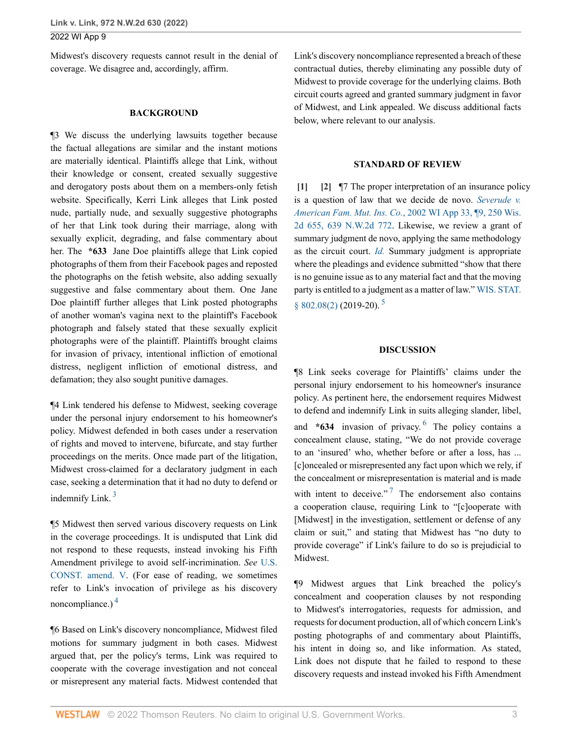Midwest's discovery requests cannot result in the denial of coverage. We disagree and, accordingly, affirm.

## BACKGROUND

¶3 We discuss the underlying lawsuits together because the factual allegations are similar and the instant motions are materially identical. Plaintiffs allege that Link, without their knowledge or consent, created sexually suggestive and derogatory posts about them on a members-only fetish website. Specifically, Kerri Link alleges that Link posted nude, partially nude, and sexually suggestive photographs of her that Link took during their marriage, along with sexually explicit, degrading, and false commentary about her. The **\*633** Jane Doe plaintiffs allege that Link copied photographs of them from their Facebook pages and reposted the photographs on the fetish website, also adding sexually suggestive and false commentary about them. One Jane Doe plaintiff further alleges that Link posted photographs of another woman's vagina next to the plaintiff's Facebook photograph and falsely stated that these sexually explicit photographs were of the plaintiff. Plaintiffs brought claims for invasion of privacy, intentional infliction of emotional distress, negligent infliction of emotional distress, and defamation; they also sought punitive damages.

¶4 Link tendered his defense to Midwest, seeking coverage under the personal injury endorsement to his homeowner's policy. Midwest defended in both cases under a reservation of rights and moved to intervene, bifurcate, and stay further proceedings on the merits. Once made part of the litigation, Midwest cross-claimed for a declaratory judgment in each case, seeking a determination that it had no duty to defend or indemnify Link. [3]

¶5 Midwest then served various discovery requests on Link in the coverage proceedings. It is undisputed that Link did not respond to these requests, instead invoking his Fifth Amendment privilege to avoid self-incrimination. *See* U.S. CONST. amend. V. (For ease of reading, we sometimes refer to Link's invocation of privilege as his discovery noncompliance.) [4]

¶6 Based on Link's discovery noncompliance, Midwest filed motions for summary judgment in both cases. Midwest argued that, per the policy's terms, Link was required to cooperate with the coverage investigation and not conceal or misrepresent any material facts. Midwest contended that Link's discovery noncompliance represented a breach of these contractual duties, thereby eliminating any possible duty of Midwest to provide coverage for the underlying claims. Both circuit courts agreed and granted summary judgment in favor of Midwest, and Link appealed. We discuss additional facts below, where relevant to our analysis.

## STANDARD OF REVIEW

**[1] [2]** ¶7 The proper interpretation of an insurance policy is a question of law that we decide de novo. *Severude v. American Fam. Mut. Ins. Co.*, 2002 WI App 33, ¶9, 250 Wis. 2d 655, 639 N.W.2d 772. Likewise, we review a grant of summary judgment de novo, applying the same methodology as the circuit court. *Id.* Summary judgment is appropriate where the pleadings and evidence submitted "show that there is no genuine issue as to any material fact and that the moving party is entitled to a judgment as a matter of law." WIS. STAT. § 802.08(2) (2019-20). [5]

## DISCUSSION

¶8 Link seeks coverage for Plaintiffs' claims under the personal injury endorsement to his homeowner's insurance policy. As pertinent here, the endorsement requires Midwest to defend and indemnify Link in suits alleging slander, libel, and **\*634** invasion of privacy. [6] The policy contains a concealment clause, stating, "We do not provide coverage to an 'insured' who, whether before or after a loss, has ... [c]oncealed or misrepresented any fact upon which we rely, if the concealment or misrepresentation is material and is made with intent to deceive." [7] The endorsement also contains a cooperation clause, requiring Link to "[c]ooperate with [Midwest] in the investigation, settlement or defense of any claim or suit," and stating that Midwest has "no duty to provide coverage" if Link's failure to do so is prejudicial to Midwest.

¶9 Midwest argues that Link breached the policy's concealment and cooperation clauses by not responding to Midwest's interrogatories, requests for admission, and requests for document production, all of which concern Link's posting photographs of and commentary about Plaintiffs, his intent in doing so, and like information. As stated, Link does not dispute that he failed to respond to these discovery requests and instead invoked his Fifth Amendment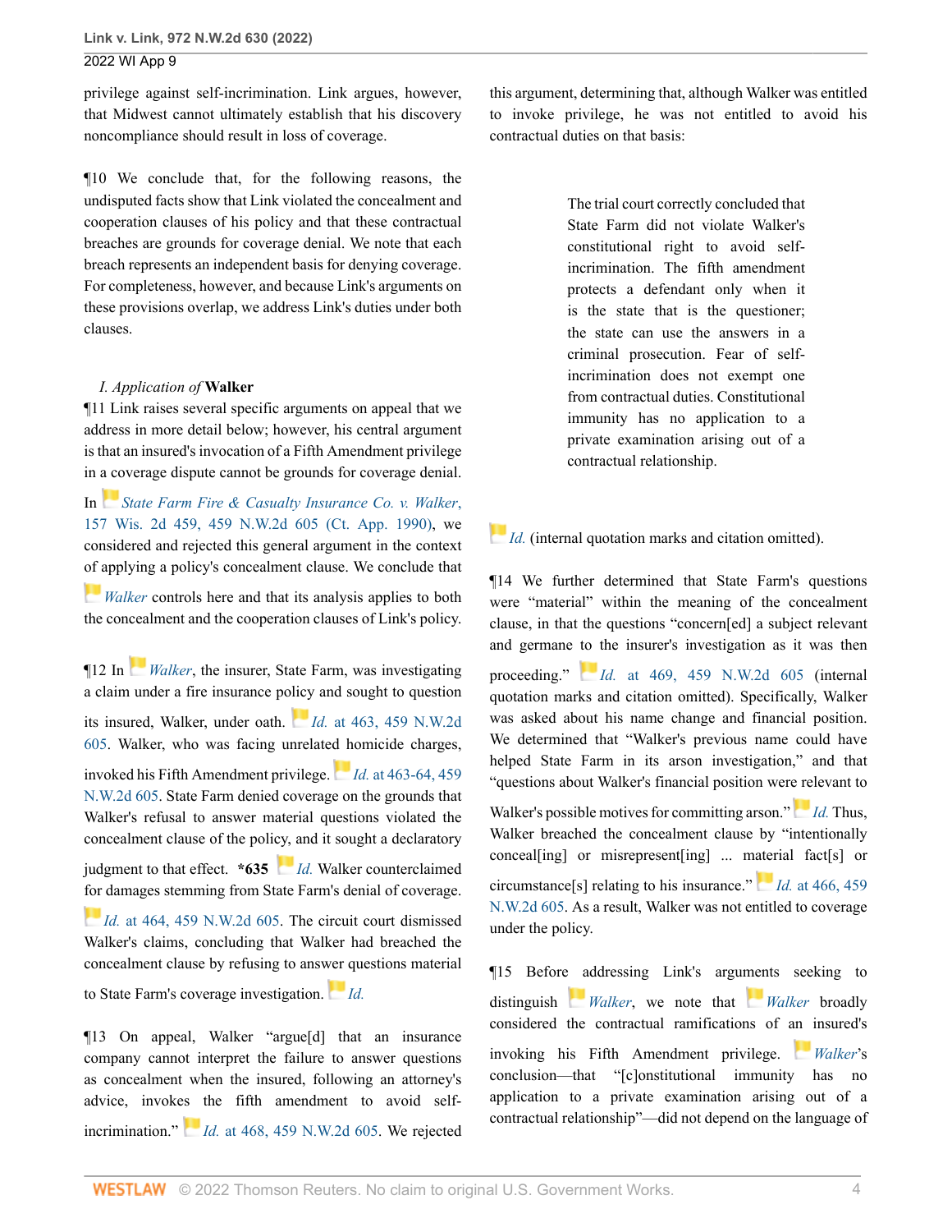privilege against self-incrimination. Link argues, however, that Midwest cannot ultimately establish that his discovery noncompliance should result in loss of coverage.

¶10 We conclude that, for the following reasons, the undisputed facts show that Link violated the concealment and cooperation clauses of his policy and that these contractual breaches are grounds for coverage denial. We note that each breach represents an independent basis for denying coverage. For completeness, however, and because Link's arguments on these provisions overlap, we address Link's duties under both clauses.

*I. Application of* **Walker**

¶11 Link raises several specific arguments on appeal that we address in more detail below; however, his central argument is that an insured's invocation of a Fifth Amendment privilege in a coverage dispute cannot be grounds for coverage denial. In *State Farm Fire & Casualty Insurance Co. v. Walker*, 157 Wis. 2d 459, 459 N.W.2d 605 (Ct. App. 1990), we considered and rejected this general argument in the context of applying a policy's concealment clause. We conclude that *Walker* controls here and that its analysis applies to both the concealment and the cooperation clauses of Link's policy.

¶12 In *Walker*, the insurer, State Farm, was investigating a claim under a fire insurance policy and sought to question its insured, Walker, under oath. *Id.* at 463, 459 N.W.2d 605. Walker, who was facing unrelated homicide charges, invoked his Fifth Amendment privilege. *Id.* at 463-64, 459 N.W.2d 605. State Farm denied coverage on the grounds that Walker's refusal to answer material questions violated the concealment clause of the policy, and it sought a declaratory judgment to that effect. **\*635** *Id.* Walker counterclaimed for damages stemming from State Farm's denial of coverage. *Id.* at 464, 459 N.W.2d 605. The circuit court dismissed Walker's claims, concluding that Walker had breached the concealment clause by refusing to answer questions material to State Farm's coverage investigation. *Id.*

¶13 On appeal, Walker "argue[d] that an insurance company cannot interpret the failure to answer questions as concealment when the insured, following an attorney's advice, invokes the fifth amendment to avoid self-incrimination." *Id.* at 468, 459 N.W.2d 605. We rejected this argument, determining that, although Walker was entitled to invoke privilege, he was not entitled to avoid his contractual duties on that basis:

> The trial court correctly concluded that State Farm did not violate Walker's constitutional right to avoid self-incrimination. The fifth amendment protects a defendant only when it is the state that is the questioner; the state can use the answers in a criminal prosecution. Fear of self-incrimination does not exempt one from contractual duties. Constitutional immunity has no application to a private examination arising out of a contractual relationship.

*Id.* (internal quotation marks and citation omitted).

¶14 We further determined that State Farm's questions were "material" within the meaning of the concealment clause, in that the questions "concern[ed] a subject relevant and germane to the insurer's investigation as it was then proceeding." *Id.* at 469, 459 N.W.2d 605 (internal quotation marks and citation omitted). Specifically, Walker was asked about his name change and financial position. We determined that "Walker's previous name could have helped State Farm in its arson investigation," and that "questions about Walker's financial position were relevant to Walker's possible motives for committing arson." *Id.* Thus, Walker breached the concealment clause by "intentionally conceal[ing] or misrepresent[ing] ... material fact[s] or circumstance[s] relating to his insurance." *Id.* at 466, 459 N.W.2d 605. As a result, Walker was not entitled to coverage under the policy.

¶15 Before addressing Link's arguments seeking to distinguish *Walker*, we note that *Walker* broadly considered the contractual ramifications of an insured's invoking his Fifth Amendment privilege. *Walker*'s conclusion—that "[c]onstitutional immunity has no application to a private examination arising out of a contractual relationship"—did not depend on the language of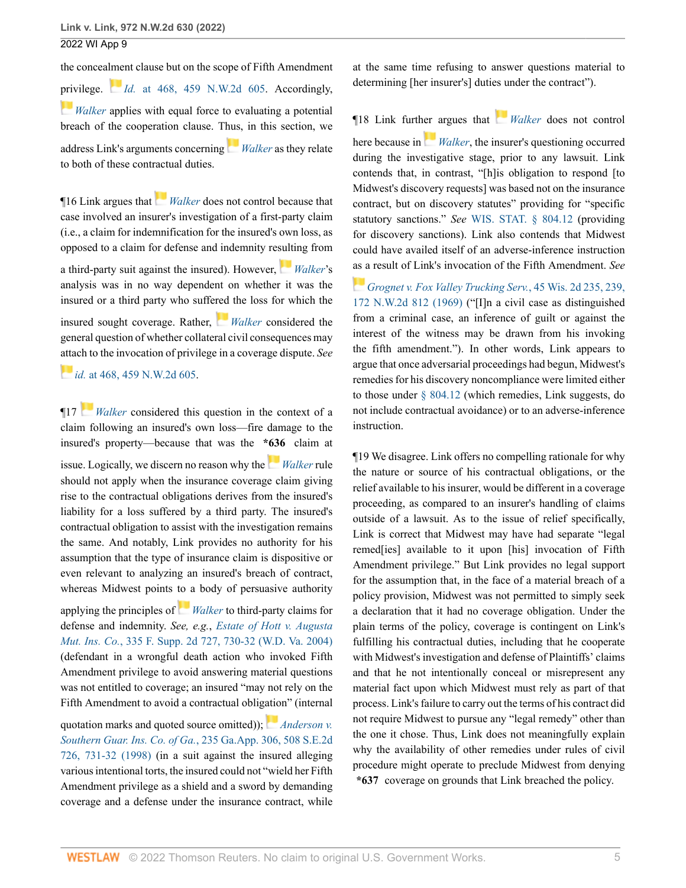the concealment clause but on the scope of Fifth Amendment privilege. *Id.* at 468, 459 N.W.2d 605. Accordingly, *Walker* applies with equal force to evaluating a potential breach of the cooperation clause. Thus, in this section, we address Link's arguments concerning *Walker* as they relate to both of these contractual duties.

¶16 Link argues that *Walker* does not control because that case involved an insurer's investigation of a first-party claim (i.e., a claim for indemnification for the insured's own loss, as opposed to a claim for defense and indemnity resulting from a third-party suit against the insured). However, *Walker*'s analysis was in no way dependent on whether it was the insured or a third party who suffered the loss for which the insured sought coverage. Rather, *Walker* considered the general question of whether collateral civil consequences may attach to the invocation of privilege in a coverage dispute. *See id.* at 468, 459 N.W.2d 605.

¶17 *Walker* considered this question in the context of a claim following an insured's own loss—fire damage to the insured's property—because that was the **\*636** claim at issue. Logically, we discern no reason why the *Walker* rule should not apply when the insurance coverage claim giving rise to the contractual obligations derives from the insured's liability for a loss suffered by a third party. The insured's contractual obligation to assist with the investigation remains the same. And notably, Link provides no authority for his assumption that the type of insurance claim is dispositive or even relevant to analyzing an insured's breach of contract, whereas Midwest points to a body of persuasive authority applying the principles of *Walker* to third-party claims for defense and indemnity. *See, e.g., Estate of Hott v. Augusta Mut. Ins. Co.*, 335 F. Supp. 2d 727, 730-32 (W.D. Va. 2004) (defendant in a wrongful death action who invoked Fifth Amendment privilege to avoid answering material questions was not entitled to coverage; an insured "may not rely on the Fifth Amendment to avoid a contractual obligation" (internal quotation marks and quoted source omitted)); *Anderson v. Southern Guar. Ins. Co. of Ga.*, 235 Ga.App. 306, 508 S.E.2d 726, 731-32 (1998) (in a suit against the insured alleging various intentional torts, the insured could not "wield her Fifth Amendment privilege as a shield and a sword by demanding coverage and a defense under the insurance contract, while at the same time refusing to answer questions material to determining [her insurer's] duties under the contract").

¶18 Link further argues that *Walker* does not control here because in *Walker*, the insurer's questioning occurred during the investigative stage, prior to any lawsuit. Link contends that, in contrast, "[h]is obligation to respond [to Midwest's discovery requests] was based not on the insurance contract, but on discovery statutes" providing for "specific statutory sanctions." *See* WIS. STAT. § 804.12 (providing for discovery sanctions). Link also contends that Midwest could have availed itself of an adverse-inference instruction as a result of Link's invocation of the Fifth Amendment. *See Grognet v. Fox Valley Trucking Serv.*, 45 Wis. 2d 235, 239, 172 N.W.2d 812 (1969) ("[I]n a civil case as distinguished from a criminal case, an inference of guilt or against the interest of the witness may be drawn from his invoking the fifth amendment."). In other words, Link appears to argue that once adversarial proceedings had begun, Midwest's remedies for his discovery noncompliance were limited either to those under § 804.12 (which remedies, Link suggests, do not include contractual avoidance) or to an adverse-inference instruction.

¶19 We disagree. Link offers no compelling rationale for why the nature or source of his contractual obligations, or the relief available to his insurer, would be different in a coverage proceeding, as compared to an insurer's handling of claims outside of a lawsuit. As to the issue of relief specifically, Link is correct that Midwest may have had separate "legal remed[ies] available to it upon [his] invocation of Fifth Amendment privilege." But Link provides no legal support for the assumption that, in the face of a material breach of a policy provision, Midwest was not permitted to simply seek a declaration that it had no coverage obligation. Under the plain terms of the policy, coverage is contingent on Link's fulfilling his contractual duties, including that he cooperate with Midwest's investigation and defense of Plaintiffs' claims and that he not intentionally conceal or misrepresent any material fact upon which Midwest must rely as part of that process. Link's failure to carry out the terms of his contract did not require Midwest to pursue any "legal remedy" other than the one it chose. Thus, Link does not meaningfully explain why the availability of other remedies under rules of civil procedure might operate to preclude Midwest from denying **\*637** coverage on grounds that Link breached the policy.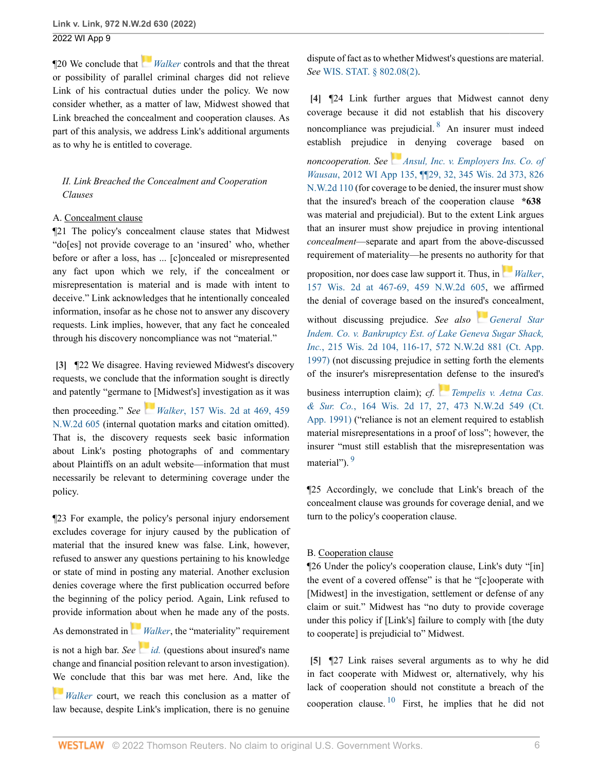¶20 We conclude that *Walker* controls and that the threat or possibility of parallel criminal charges did not relieve Link of his contractual duties under the policy. We now consider whether, as a matter of law, Midwest showed that Link breached the concealment and cooperation clauses. As part of this analysis, we address Link's additional arguments as to why he is entitled to coverage.

### *II. Link Breached the Concealment and Cooperation Clauses*

A. Concealment clause

¶21 The policy's concealment clause states that Midwest "do[es] not provide coverage to an 'insured' who, whether before or after a loss, has ... [c]oncealed or misrepresented any fact upon which we rely, if the concealment or misrepresentation is material and is made with intent to deceive." Link acknowledges that he intentionally concealed information, insofar as he chose not to answer any discovery requests. Link implies, however, that any fact he concealed through his discovery noncompliance was not "material."

**[3]** ¶22 We disagree. Having reviewed Midwest's discovery requests, we conclude that the information sought is directly and patently "germane to [Midwest's] investigation as it was then proceeding." *See* *Walker*, 157 Wis. 2d at 469, 459 N.W.2d 605 (internal quotation marks and citation omitted). That is, the discovery requests seek basic information about Link's posting photographs of and commentary about Plaintiffs on an adult website—information that must necessarily be relevant to determining coverage under the policy.

¶23 For example, the policy's personal injury endorsement excludes coverage for injury caused by the publication of material that the insured knew was false. Link, however, refused to answer any questions pertaining to his knowledge or state of mind in posting any material. Another exclusion denies coverage where the first publication occurred before the beginning of the policy period. Again, Link refused to provide information about when he made any of the posts. As demonstrated in *Walker*, the "materiality" requirement is not a high bar. *See* *id.* (questions about insured's name change and financial position relevant to arson investigation). We conclude that this bar was met here. And, like the *Walker* court, we reach this conclusion as a matter of law because, despite Link's implication, there is no genuine dispute of fact as to whether Midwest's questions are material. *See* WIS. STAT. § 802.08(2).

**[4]** ¶24 Link further argues that Midwest cannot deny coverage because it did not establish that his discovery noncompliance was prejudicial.[8] An insurer must indeed establish prejudice in denying coverage based on noncooperation. *See* *Ansul, Inc. v. Employers Ins. Co. of Wausau*, 2012 WI App 135, ¶¶29, 32, 345 Wis. 2d 373, 826 N.W.2d 110 (for coverage to be denied, the insurer must show that the insured's breach of the cooperation clause **\*638** was material and prejudicial). But to the extent Link argues that an insurer must show prejudice in proving intentional *concealment*—separate and apart from the above-discussed requirement of materiality—he presents no authority for that proposition, nor does case law support it. Thus, in *Walker*, 157 Wis. 2d at 467-69, 459 N.W.2d 605, we affirmed the denial of coverage based on the insured's concealment, without discussing prejudice. *See also* *General Star Indem. Co. v. Bankruptcy Est. of Lake Geneva Sugar Shack, Inc.*, 215 Wis. 2d 104, 116-17, 572 N.W.2d 881 (Ct. App. 1997) (not discussing prejudice in setting forth the elements of the insurer's misrepresentation defense to the insured's business interruption claim); *cf.* *Tempelis v. Aetna Cas. & Sur. Co.*, 164 Wis. 2d 17, 27, 473 N.W.2d 549 (Ct. App. 1991) ("reliance is not an element required to establish material misrepresentations in a proof of loss"; however, the insurer "must still establish that the misrepresentation was material").[9]

¶25 Accordingly, we conclude that Link's breach of the concealment clause was grounds for coverage denial, and we turn to the policy's cooperation clause.

B. Cooperation clause

¶26 Under the policy's cooperation clause, Link's duty "[in] the event of a covered offense" is that he "[c]ooperate with [Midwest] in the investigation, settlement or defense of any claim or suit." Midwest has "no duty to provide coverage under this policy if [Link's] failure to comply with [the duty to cooperate] is prejudicial to" Midwest.

**[5]** ¶27 Link raises several arguments as to why he did in fact cooperate with Midwest or, alternatively, why his lack of cooperation should not constitute a breach of the cooperation clause.[10] First, he implies that he did not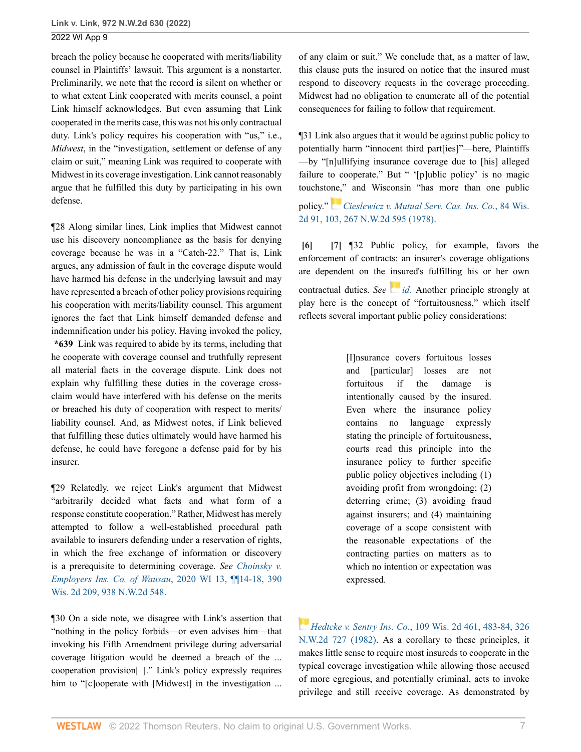breach the policy because he cooperated with merits/liability counsel in Plaintiffs' lawsuit. This argument is a nonstarter. Preliminarily, we note that the record is silent on whether or to what extent Link cooperated with merits counsel, a point Link himself acknowledges. But even assuming that Link cooperated in the merits case, this was not his only contractual duty. Link's policy requires his cooperation with "us," i.e., *Midwest*, in the "investigation, settlement or defense of any claim or suit," meaning Link was required to cooperate with Midwest in its coverage investigation. Link cannot reasonably argue that he fulfilled this duty by participating in his own defense.

¶28 Along similar lines, Link implies that Midwest cannot use his discovery noncompliance as the basis for denying coverage because he was in a "Catch-22." That is, Link argues, any admission of fault in the coverage dispute would have harmed his defense in the underlying lawsuit and may have represented a breach of other policy provisions requiring his cooperation with merits/liability counsel. This argument ignores the fact that Link himself demanded defense and indemnification under his policy. Having invoked the policy, **\*639** Link was required to abide by its terms, including that he cooperate with coverage counsel and truthfully represent all material facts in the coverage dispute. Link does not explain why fulfilling these duties in the coverage cross-claim would have interfered with his defense on the merits or breached his duty of cooperation with respect to merits/liability counsel. And, as Midwest notes, if Link believed that fulfilling these duties ultimately would have harmed his defense, he could have foregone a defense paid for by his insurer.

¶29 Relatedly, we reject Link's argument that Midwest "arbitrarily decided what facts and what form of a response constitute cooperation." Rather, Midwest has merely attempted to follow a well-established procedural path available to insurers defending under a reservation of rights, in which the free exchange of information or discovery is a prerequisite to determining coverage. *See Choinsky v. Employers Ins. Co. of Wausau*, 2020 WI 13, ¶¶14-18, 390 Wis. 2d 209, 938 N.W.2d 548.

¶30 On a side note, we disagree with Link's assertion that "nothing in the policy forbids—or even advises him—that invoking his Fifth Amendment privilege during adversarial coverage litigation would be deemed a breach of the ... cooperation provision[ ]." Link's policy expressly requires him to "[c]ooperate with [Midwest] in the investigation ... of any claim or suit." We conclude that, as a matter of law, this clause puts the insured on notice that the insured must respond to discovery requests in the coverage proceeding. Midwest had no obligation to enumerate all of the potential consequences for failing to follow that requirement.

¶31 Link also argues that it would be against public policy to potentially harm "innocent third part[ies]"—here, Plaintiffs—by "[n]ullifying insurance coverage due to [his] alleged failure to cooperate." But " '[p]ublic policy' is no magic touchstone," and Wisconsin "has more than one public policy." *Cieslewicz v. Mutual Serv. Cas. Ins. Co.*, 84 Wis. 2d 91, 103, 267 N.W.2d 595 (1978).

**[6]** **[7]** ¶32 Public policy, for example, favors the enforcement of contracts: an insurer's coverage obligations are dependent on the insured's fulfilling his or her own contractual duties. *See id.* Another principle strongly at play here is the concept of "fortuitousness," which itself reflects several important public policy considerations:

> [I]nsurance covers fortuitous losses and [particular] losses are not fortuitous if the damage is intentionally caused by the insured. Even where the insurance policy contains no language expressly stating the principle of fortuitousness, courts read this principle into the insurance policy to further specific public policy objectives including (1) avoiding profit from wrongdoing; (2) deterring crime; (3) avoiding fraud against insurers; and (4) maintaining coverage of a scope consistent with the reasonable expectations of the contracting parties on matters as to which no intention or expectation was expressed.

*Hedtcke v. Sentry Ins. Co.*, 109 Wis. 2d 461, 483-84, 326 N.W.2d 727 (1982). As a corollary to these principles, it makes little sense to require most insureds to cooperate in the typical coverage investigation while allowing those accused of more egregious, and potentially criminal, acts to invoke privilege and still receive coverage. As demonstrated by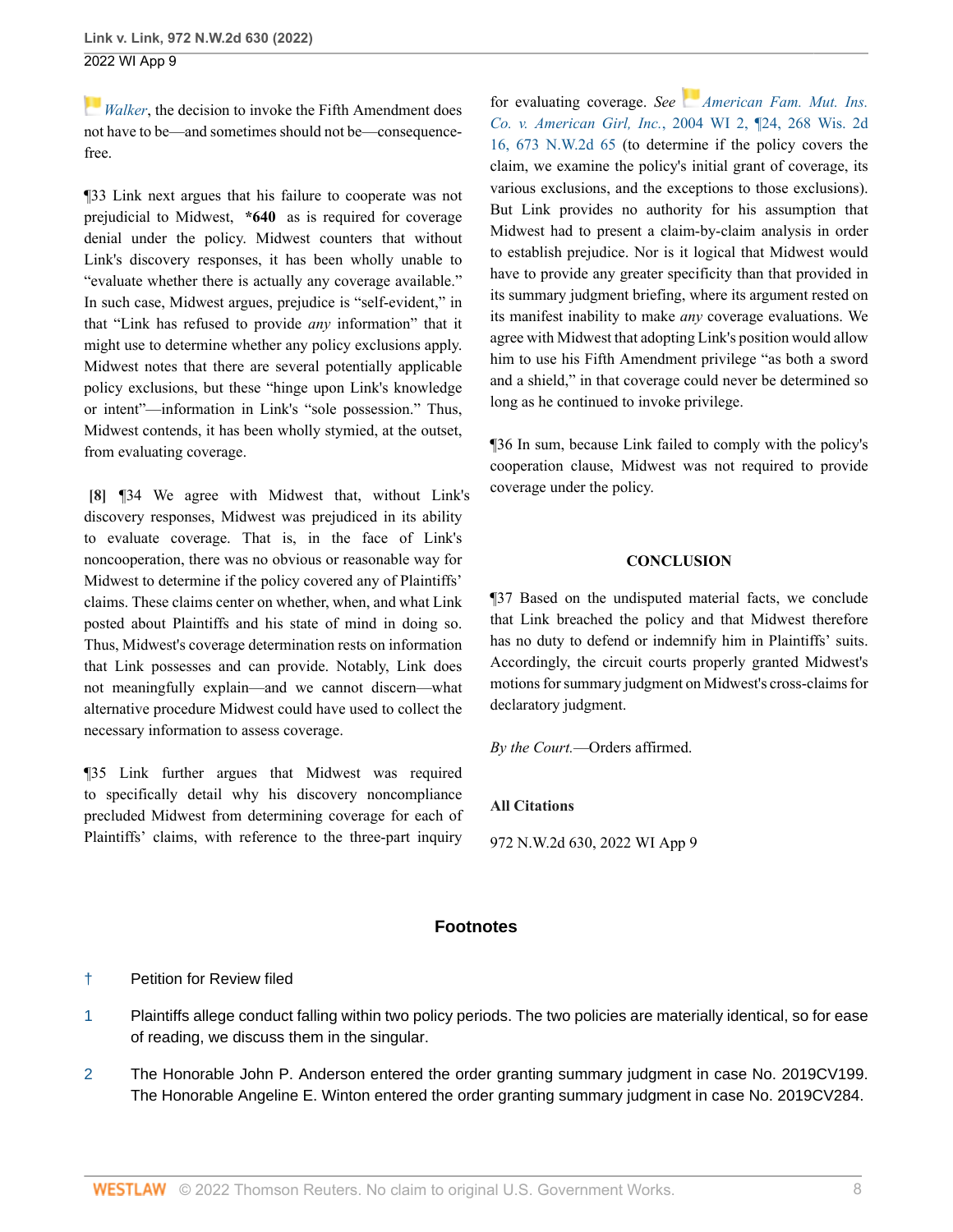*Walker*, the decision to invoke the Fifth Amendment does not have to be—and sometimes should not be—consequence-free.

¶33 Link next argues that his failure to cooperate was not prejudicial to Midwest, **\*640** as is required for coverage denial under the policy. Midwest counters that without Link's discovery responses, it has been wholly unable to "evaluate whether there is actually any coverage available." In such case, Midwest argues, prejudice is "self-evident," in that "Link has refused to provide *any* information" that it might use to determine whether any policy exclusions apply. Midwest notes that there are several potentially applicable policy exclusions, but these "hinge upon Link's knowledge or intent"—information in Link's "sole possession." Thus, Midwest contends, it has been wholly stymied, at the outset, from evaluating coverage.

**[8]** ¶34 We agree with Midwest that, without Link's discovery responses, Midwest was prejudiced in its ability to evaluate coverage. That is, in the face of Link's noncooperation, there was no obvious or reasonable way for Midwest to determine if the policy covered any of Plaintiffs' claims. These claims center on whether, when, and what Link posted about Plaintiffs and his state of mind in doing so. Thus, Midwest's coverage determination rests on information that Link possesses and can provide. Notably, Link does not meaningfully explain—and we cannot discern—what alternative procedure Midwest could have used to collect the necessary information to assess coverage.

¶35 Link further argues that Midwest was required to specifically detail why his discovery noncompliance precluded Midwest from determining coverage for each of Plaintiffs' claims, with reference to the three-part inquiry for evaluating coverage. *See* *American Fam. Mut. Ins. Co. v. American Girl, Inc.*, 2004 WI 2, ¶24, 268 Wis. 2d 16, 673 N.W.2d 65 (to determine if the policy covers the claim, we examine the policy's initial grant of coverage, its various exclusions, and the exceptions to those exclusions). But Link provides no authority for his assumption that Midwest had to present a claim-by-claim analysis in order to establish prejudice. Nor is it logical that Midwest would have to provide any greater specificity than that provided in its summary judgment briefing, where its argument rested on its manifest inability to make *any* coverage evaluations. We agree with Midwest that adopting Link's position would allow him to use his Fifth Amendment privilege "as both a sword and a shield," in that coverage could never be determined so long as he continued to invoke privilege.

¶36 In sum, because Link failed to comply with the policy's cooperation clause, Midwest was not required to provide coverage under the policy.

## CONCLUSION

¶37 Based on the undisputed material facts, we conclude that Link breached the policy and that Midwest therefore has no duty to defend or indemnify him in Plaintiffs' suits. Accordingly, the circuit courts properly granted Midwest's motions for summary judgment on Midwest's cross-claims for declaratory judgment.

*By the Court.*—Orders affirmed.

### All Citations

972 N.W.2d 630, 2022 WI App 9

## Footnotes

† Petition for Review filed

1 Plaintiffs allege conduct falling within two policy periods. The two policies are materially identical, so for ease of reading, we discuss them in the singular.

2 The Honorable John P. Anderson entered the order granting summary judgment in case No. 2019CV199. The Honorable Angeline E. Winton entered the order granting summary judgment in case No. 2019CV284.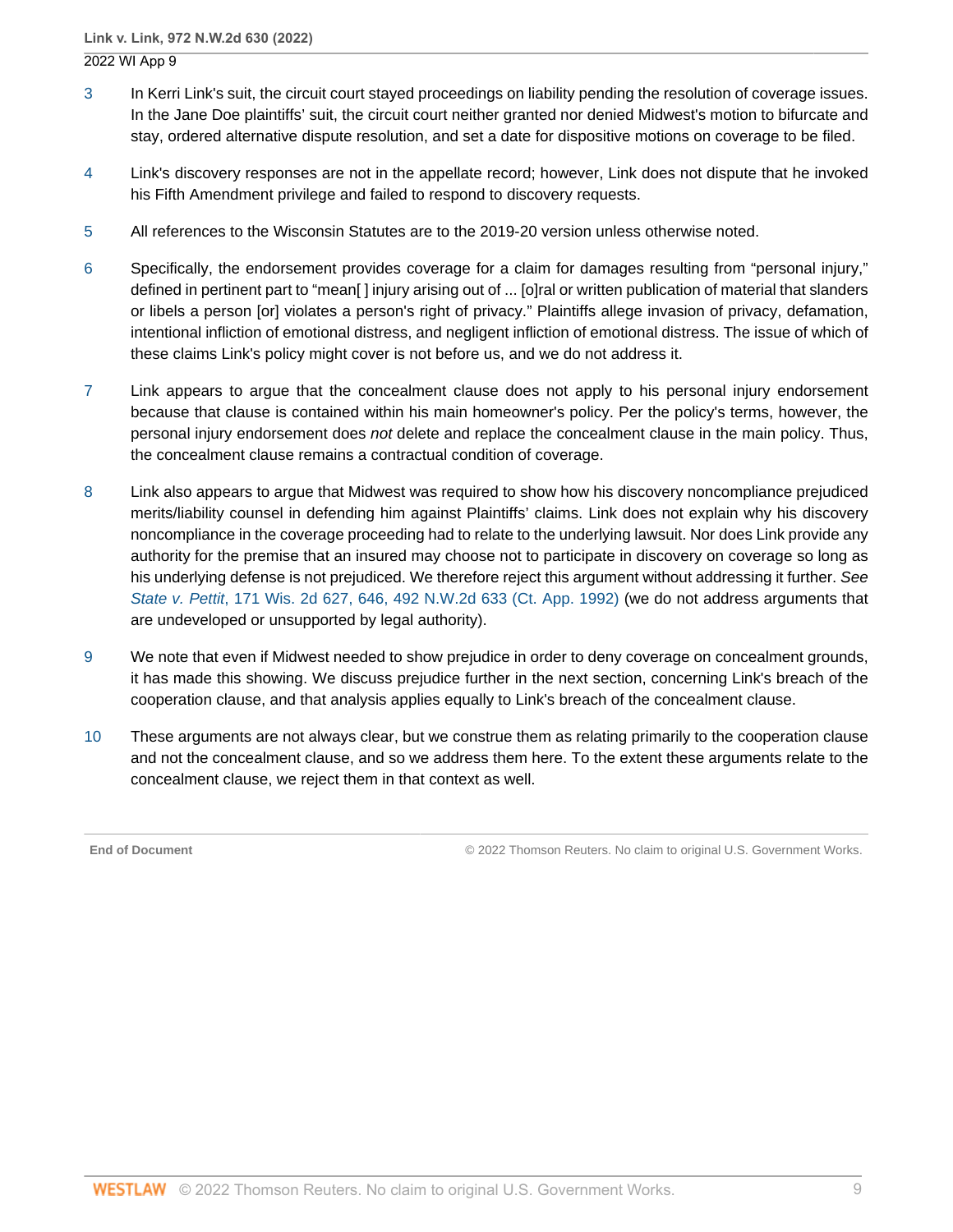3 In Kerri Link's suit, the circuit court stayed proceedings on liability pending the resolution of coverage issues. In the Jane Doe plaintiffs' suit, the circuit court neither granted nor denied Midwest's motion to bifurcate and stay, ordered alternative dispute resolution, and set a date for dispositive motions on coverage to be filed.

4 Link's discovery responses are not in the appellate record; however, Link does not dispute that he invoked his Fifth Amendment privilege and failed to respond to discovery requests.

5 All references to the Wisconsin Statutes are to the 2019-20 version unless otherwise noted.

6 Specifically, the endorsement provides coverage for a claim for damages resulting from "personal injury," defined in pertinent part to "mean[ ] injury arising out of ... [o]ral or written publication of material that slanders or libels a person [or] violates a person's right of privacy." Plaintiffs allege invasion of privacy, defamation, intentional infliction of emotional distress, and negligent infliction of emotional distress. The issue of which of these claims Link's policy might cover is not before us, and we do not address it.

7 Link appears to argue that the concealment clause does not apply to his personal injury endorsement because that clause is contained within his main homeowner's policy. Per the policy's terms, however, the personal injury endorsement does *not* delete and replace the concealment clause in the main policy. Thus, the concealment clause remains a contractual condition of coverage.

8 Link also appears to argue that Midwest was required to show how his discovery noncompliance prejudiced merits/liability counsel in defending him against Plaintiffs' claims. Link does not explain why his discovery noncompliance in the coverage proceeding had to relate to the underlying lawsuit. Nor does Link provide any authority for the premise that an insured may choose not to participate in discovery on coverage so long as his underlying defense is not prejudiced. We therefore reject this argument without addressing it further. *See State v. Pettit*, 171 Wis. 2d 627, 646, 492 N.W.2d 633 (Ct. App. 1992) (we do not address arguments that are undeveloped or unsupported by legal authority).

9 We note that even if Midwest needed to show prejudice in order to deny coverage on concealment grounds, it has made this showing. We discuss prejudice further in the next section, concerning Link's breach of the cooperation clause, and that analysis applies equally to Link's breach of the concealment clause.

10 These arguments are not always clear, but we construe them as relating primarily to the cooperation clause and not the concealment clause, and so we address them here. To the extent these arguments relate to the concealment clause, we reject them in that context as well.

**End of Document** © 2022 Thomson Reuters. No claim to original U.S. Government Works.